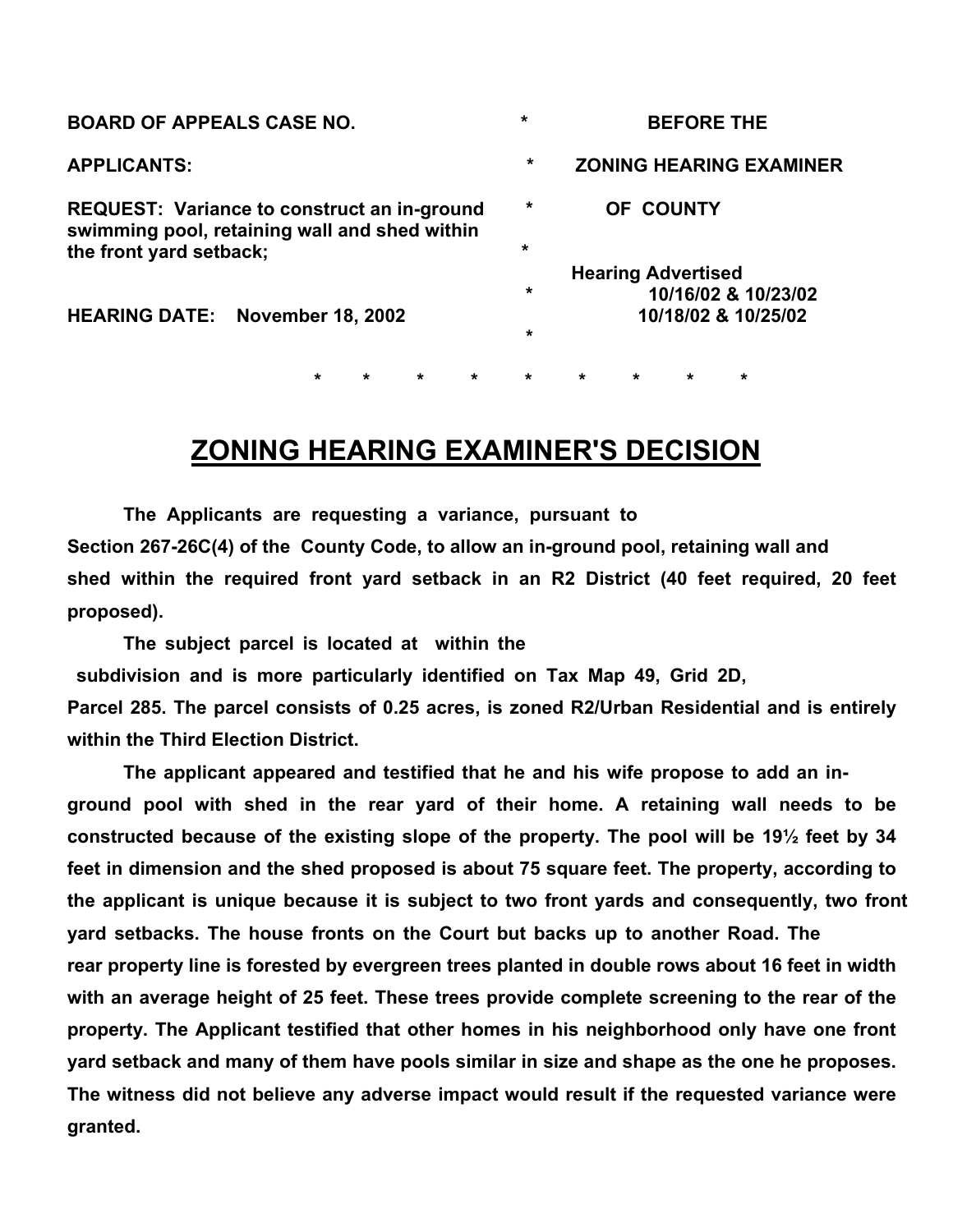| BOARD OF APPEALS CASE NO. | * | BEFORE THE |
|---|---|---|
| APPLICANTS: | * | ZONING HEARING EXAMINER |
| REQUEST: Variance to construct an in-ground swimming pool, retaining wall and shed within the front yard setback; | * | OF COUNTY |
| | * | Hearing Advertised |
| | * | 10/16/02 & 10/23/02 |
| HEARING DATE: November 18, 2002 | | 10/18/02 & 10/25/02 |
| | * | |

\* \* \* \* \* \* \* \* \*

# ZONING HEARING EXAMINER'S DECISION

The Applicants are requesting a variance, pursuant to Section 267-26C(4) of the County Code, to allow an in-ground pool, retaining wall and shed within the required front yard setback in an R2 District (40 feet required, 20 feet proposed).

The subject parcel is located at within the subdivision and is more particularly identified on Tax Map 49, Grid 2D, Parcel 285. The parcel consists of 0.25 acres, is zoned R2/Urban Residential and is entirely within the Third Election District.

The applicant appeared and testified that he and his wife propose to add an in-ground pool with shed in the rear yard of their home. A retaining wall needs to be constructed because of the existing slope of the property. The pool will be 19½ feet by 34 feet in dimension and the shed proposed is about 75 square feet. The property, according to the applicant is unique because it is subject to two front yards and consequently, two front yard setbacks. The house fronts on the Court but backs up to another Road. The rear property line is forested by evergreen trees planted in double rows about 16 feet in width with an average height of 25 feet. These trees provide complete screening to the rear of the property. The Applicant testified that other homes in his neighborhood only have one front yard setback and many of them have pools similar in size and shape as the one he proposes. The witness did not believe any adverse impact would result if the requested variance were granted.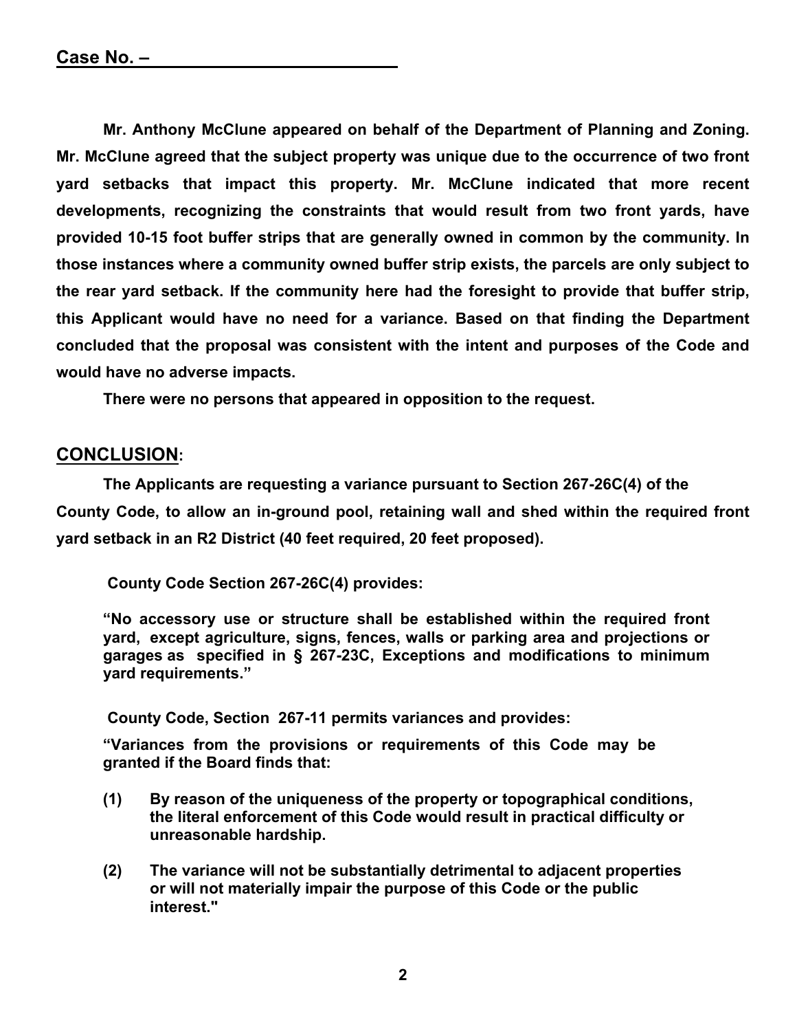**Case No. –**

**Mr. Anthony McClune appeared on behalf of the Department of Planning and Zoning. Mr. McClune agreed that the subject property was unique due to the occurrence of two front yard setbacks that impact this property. Mr. McClune indicated that more recent developments, recognizing the constraints that would result from two front yards, have provided 10-15 foot buffer strips that are generally owned in common by the community. In those instances where a community owned buffer strip exists, the parcels are only subject to the rear yard setback. If the community here had the foresight to provide that buffer strip, this Applicant would have no need for a variance. Based on that finding the Department concluded that the proposal was consistent with the intent and purposes of the Code and would have no adverse impacts.**

**There were no persons that appeared in opposition to the request.**

## CONCLUSION:

**The Applicants are requesting a variance pursuant to Section 267-26C(4) of the County Code, to allow an in-ground pool, retaining wall and shed within the required front yard setback in an R2 District (40 feet required, 20 feet proposed).**

**County Code Section 267-26C(4) provides:**

**"No accessory use or structure shall be established within the required front yard, except agriculture, signs, fences, walls or parking area and projections or garages as specified in § 267-23C, Exceptions and modifications to minimum yard requirements."**

**County Code, Section 267-11 permits variances and provides:**

**"Variances from the provisions or requirements of this Code may be granted if the Board finds that:**

**(1) By reason of the uniqueness of the property or topographical conditions, the literal enforcement of this Code would result in practical difficulty or unreasonable hardship.**

**(2) The variance will not be substantially detrimental to adjacent properties or will not materially impair the purpose of this Code or the public interest."**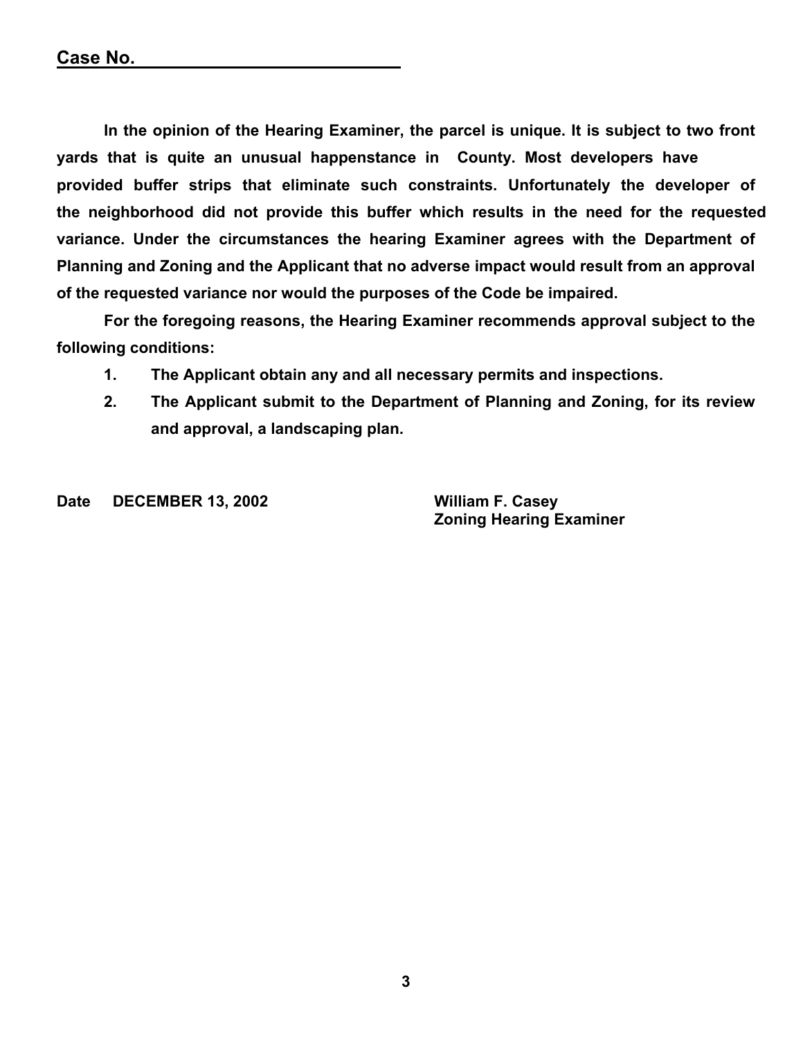**Case No.**

**In the opinion of the Hearing Examiner, the parcel is unique. It is subject to two front yards that is quite an unusual happenstance in County. Most developers have provided buffer strips that eliminate such constraints. Unfortunately the developer of the neighborhood did not provide this buffer which results in the need for the requested variance. Under the circumstances the hearing Examiner agrees with the Department of Planning and Zoning and the Applicant that no adverse impact would result from an approval of the requested variance nor would the purposes of the Code be impaired.**

**For the foregoing reasons, the Hearing Examiner recommends approval subject to the following conditions:**

1. **The Applicant obtain any and all necessary permits and inspections.**
2. **The Applicant submit to the Department of Planning and Zoning, for its review and approval, a landscaping plan.**

**Date DECEMBER 13, 2002**

**William F. Casey**
**Zoning Hearing Examiner**